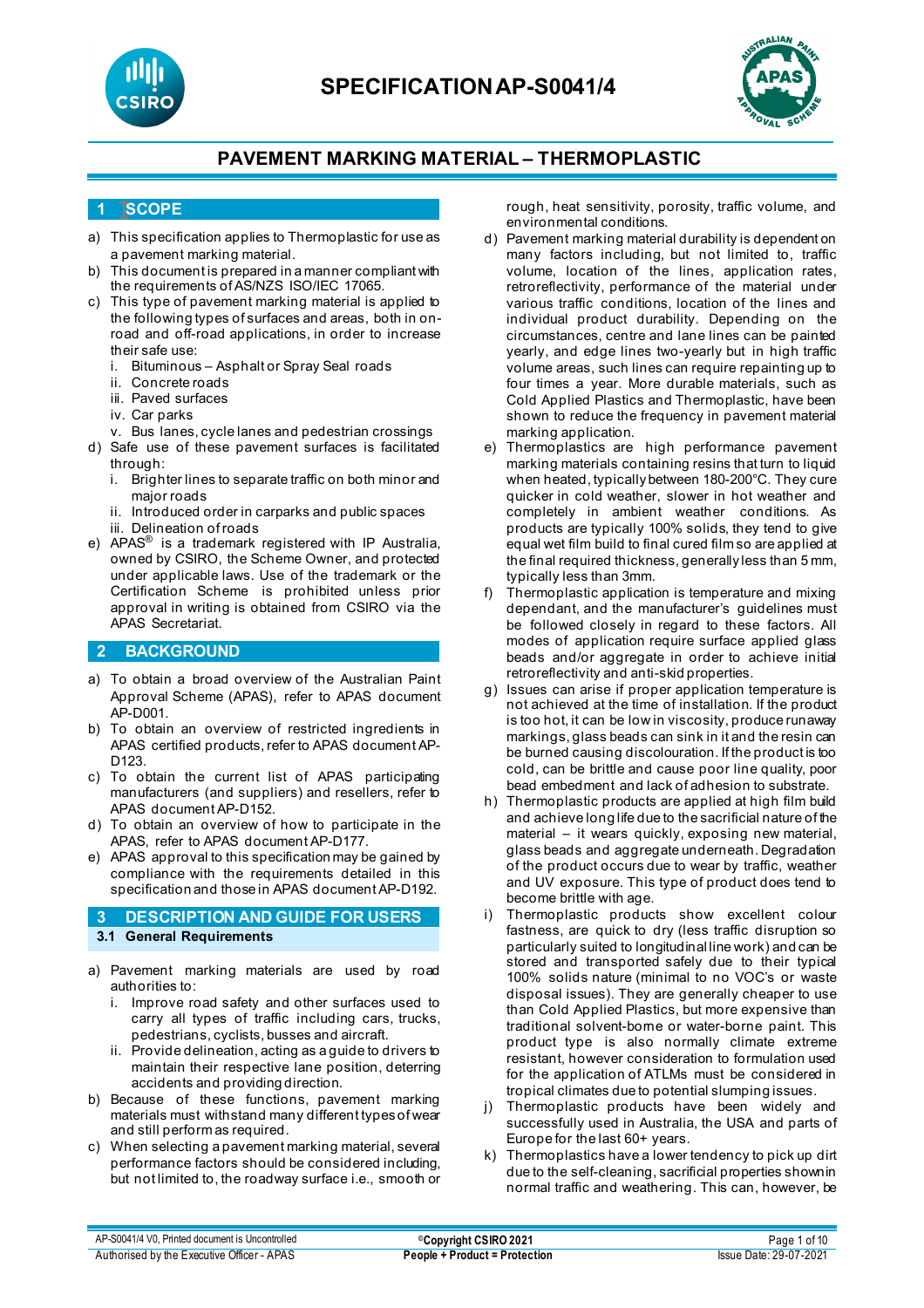# SPECIFICATION AP-S0041/4

## PAVEMENT MARKING MATERIAL – THERMOPLASTIC

## 1 SCOPE

a) This specification applies to Thermoplastic for use as a pavement marking material.
b) This document is prepared in a manner compliant with the requirements of AS/NZS ISO/IEC 17065.
c) This type of pavement marking material is applied to the following types of surfaces and areas, both in on-road and off-road applications, in order to increase their safe use:
   i. Bituminous – Asphalt or Spray Seal roads
   ii. Concrete roads
   iii. Paved surfaces
   iv. Car parks
   v. Bus lanes, cycle lanes and pedestrian crossings
d) Safe use of these pavement surfaces is facilitated through:
   i. Brighter lines to separate traffic on both minor and major roads
   ii. Introduced order in carparks and public spaces
   iii. Delineation of roads
e) APAS® is a trademark registered with IP Australia, owned by CSIRO, the Scheme Owner, and protected under applicable laws. Use of the trademark or the Certification Scheme is prohibited unless prior approval in writing is obtained from CSIRO via the APAS Secretariat.

## 2 BACKGROUND

a) To obtain a broad overview of the Australian Paint Approval Scheme (APAS), refer to APAS document AP-D001.
b) To obtain an overview of restricted ingredients in APAS certified products, refer to APAS document AP-D123.
c) To obtain the current list of APAS participating manufacturers (and suppliers) and resellers, refer to APAS document AP-D152.
d) To obtain an overview of how to participate in the APAS, refer to APAS document AP-D177.
e) APAS approval to this specification may be gained by compliance with the requirements detailed in this specification and those in APAS document AP-D192.

## 3 DESCRIPTION AND GUIDE FOR USERS

### 3.1 General Requirements

a) Pavement marking materials are used by road authorities to:
   i. Improve road safety and other surfaces used to carry all types of traffic including cars, trucks, pedestrians, cyclists, busses and aircraft.
   ii. Provide delineation, acting as a guide to drivers to maintain their respective lane position, deterring accidents and providing direction.
b) Because of these functions, pavement marking materials must withstand many different types of wear and still perform as required.
c) When selecting a pavement marking material, several performance factors should be considered including, but not limited to, the roadway surface i.e., smooth or rough, heat sensitivity, porosity, traffic volume, and environmental conditions.
d) Pavement marking material durability is dependent on many factors including, but not limited to, traffic volume, location of the lines, application rates, retroreflectivity, performance of the material under various traffic conditions, location of the lines and individual product durability. Depending on the circumstances, centre and lane lines can be painted yearly, and edge lines two-yearly but in high traffic volume areas, such lines can require repainting up to four times a year. More durable materials, such as Cold Applied Plastics and Thermoplastic, have been shown to reduce the frequency in pavement material marking application.
e) Thermoplastics are high performance pavement marking materials containing resins that turn to liquid when heated, typically between 180-200°C. They cure quicker in cold weather, slower in hot weather and completely in ambient weather conditions. As products are typically 100% solids, they tend to give equal wet film build to final cured film so are applied at the final required thickness, generally less than 5 mm, typically less than 3mm.
f) Thermoplastic application is temperature and mixing dependant, and the manufacturer's guidelines must be followed closely in regard to these factors. All modes of application require surface applied glass beads and/or aggregate in order to achieve initial retroreflectivity and anti-skid properties.
g) Issues can arise if proper application temperature is not achieved at the time of installation. If the product is too hot, it can be low in viscosity, produce runaway markings, glass beads can sink in it and the resin can be burned causing discolouration. If the product is too cold, can be brittle and cause poor line quality, poor bead embedment and lack of adhesion to substrate.
h) Thermoplastic products are applied at high film build and achieve long life due to the sacrificial nature of the material – it wears quickly, exposing new material, glass beads and aggregate underneath. Degradation of the product occurs due to wear by traffic, weather and UV exposure. This type of product does tend to become brittle with age.
i) Thermoplastic products show excellent colour fastness, are quick to dry (less traffic disruption so particularly suited to longitudinal line work) and can be stored and transported safely due to their typical 100% solids nature (minimal to no VOC's or waste disposal issues). They are generally cheaper to use than Cold Applied Plastics, but more expensive than traditional solvent-borne or water-borne paint. This product type is also normally climate extreme resistant, however consideration to formulation used for the application of ATLMs must be considered in tropical climates due to potential slumping issues.
j) Thermoplastic products have been widely and successfully used in Australia, the USA and parts of Europe for the last 60+ years.
k) Thermoplastics have a lower tendency to pick up dirt due to the self-cleaning, sacrificial properties shown in normal traffic and weathering. This can, however, be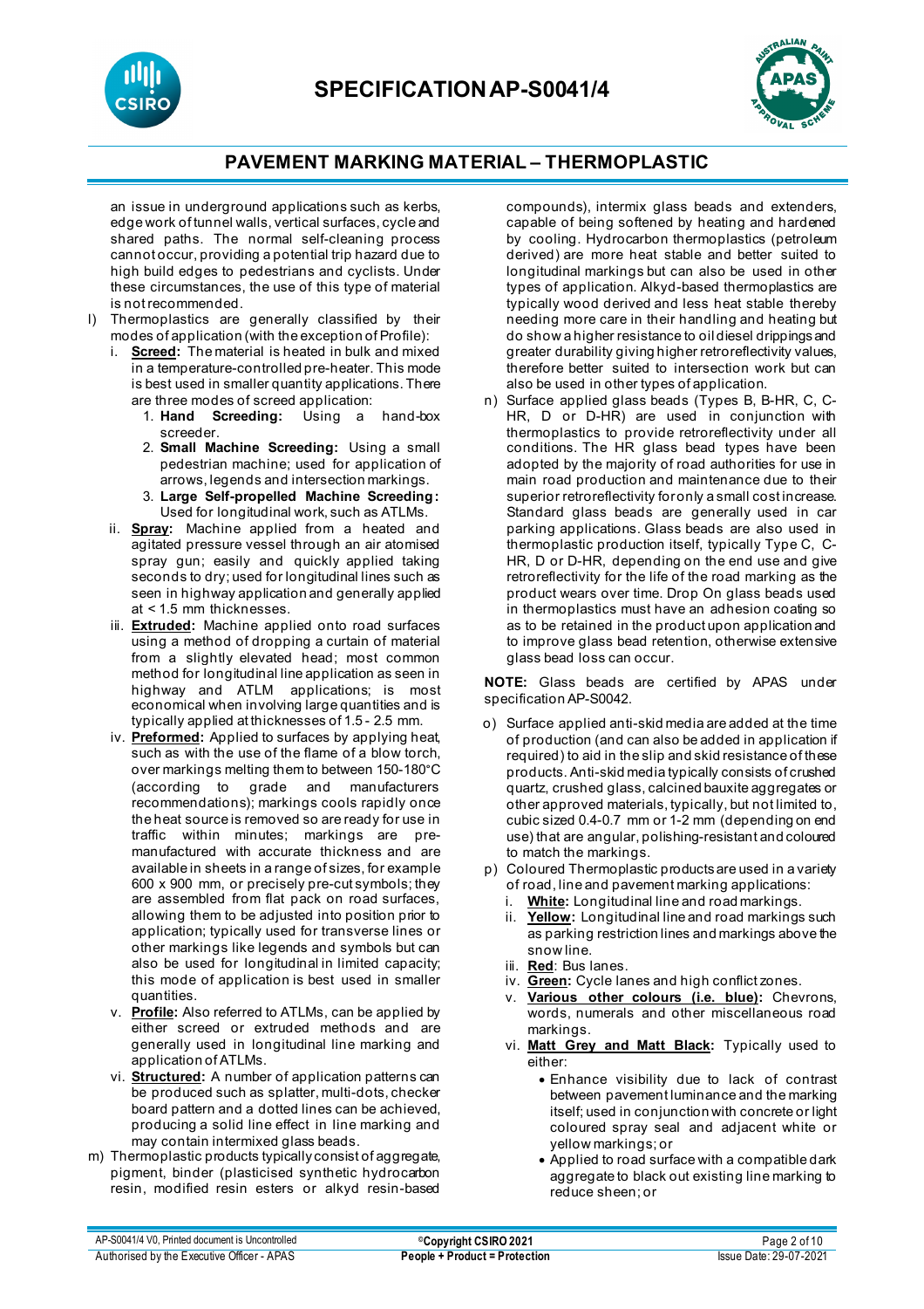an issue in underground applications such as kerbs, edge work of tunnel walls, vertical surfaces, cycle and shared paths. The normal self-cleaning process cannot occur, providing a potential trip hazard due to high build edges to pedestrians and cyclists. Under these circumstances, the use of this type of material is not recommended.

l) Thermoplastics are generally classified by their modes of application (with the exception of Profile):
   i. **Screed:** The material is heated in bulk and mixed in a temperature-controlled pre-heater. This mode is best used in smaller quantity applications. There are three modes of screed application:
      1. **Hand Screeding:** Using a hand-box screeder.
      2. **Small Machine Screeding:** Using a small pedestrian machine; used for application of arrows, legends and intersection markings.
      3. **Large Self-propelled Machine Screeding:** Used for longitudinal work, such as ATLMs.
   ii. **Spray:** Machine applied from a heated and agitated pressure vessel through an air atomised spray gun; easily and quickly applied taking seconds to dry; used for longitudinal lines such as seen in highway application and generally applied at < 1.5 mm thicknesses.
   iii. **Extruded:** Machine applied onto road surfaces using a method of dropping a curtain of material from a slightly elevated head; most common method for longitudinal line application as seen in highway and ATLM applications; is most economical when involving large quantities and is typically applied at thicknesses of 1.5 - 2.5 mm.
   iv. **Preformed:** Applied to surfaces by applying heat, such as with the use of the flame of a blow torch, over markings melting them to between 150-180°C (according to grade and manufacturers recommendations); markings cools rapidly once the heat source is removed so are ready for use in traffic within minutes; markings are pre-manufactured with accurate thickness and are available in sheets in a range of sizes, for example 600 x 900 mm, or precisely pre-cut symbols; they are assembled from flat pack on road surfaces, allowing them to be adjusted into position prior to application; typically used for transverse lines or other markings like legends and symbols but can also be used for longitudinal in limited capacity; this mode of application is best used in smaller quantities.
   v. **Profile:** Also referred to ATLMs, can be applied by either screed or extruded methods and are generally used in longitudinal line marking and application of ATLMs.
   vi. **Structured:** A number of application patterns can be produced such as splatter, multi-dots, checker board pattern and a dotted lines can be achieved, producing a solid line effect in line marking and may contain intermixed glass beads.

m) Thermoplastic products typically consist of aggregate, pigment, binder (plasticised synthetic hydrocarbon resin, modified resin esters or alkyd resin-based compounds), intermix glass beads and extenders, capable of being softened by heating and hardened by cooling. Hydrocarbon thermoplastics (petroleum derived) are more heat stable and better suited to longitudinal markings but can also be used in other types of application. Alkyd-based thermoplastics are typically wood derived and less heat stable thereby needing more care in their handling and heating but do show a higher resistance to oil diesel drippings and greater durability giving higher retroreflectivity values, therefore better suited to intersection work but can also be used in other types of application.

n) Surface applied glass beads (Types B, B-HR, C, C-HR, D or D-HR) are used in conjunction with thermoplastics to provide retroreflectivity under all conditions. The HR glass bead types have been adopted by the majority of road authorities for use in main road production and maintenance due to their superior retroreflectivity for only a small cost increase. Standard glass beads are generally used in car parking applications. Glass beads are also used in thermoplastic production itself, typically Type C, C-HR, D or D-HR, depending on the end use and give retroreflectivity for the life of the road marking as the product wears over time. Drop On glass beads used in thermoplastics must have an adhesion coating so as to be retained in the product upon application and to improve glass bead retention, otherwise extensive glass bead loss can occur.

**NOTE:** Glass beads are certified by APAS under specification AP-S0042.

o) Surface applied anti-skid media are added at the time of production (and can also be added in application if required) to aid in the slip and skid resistance of these products. Anti-skid media typically consists of crushed quartz, crushed glass, calcined bauxite aggregates or other approved materials, typically, but not limited to, cubic sized 0.4-0.7 mm or 1-2 mm (depending on end use) that are angular, polishing-resistant and coloured to match the markings.

p) Coloured Thermoplastic products are used in a variety of road, line and pavement marking applications:
   i. **White:** Longitudinal line and road markings.
   ii. **Yellow:** Longitudinal line and road markings such as parking restriction lines and markings above the snow line.
   iii. **Red**: Bus lanes.
   iv. **Green:** Cycle lanes and high conflict zones.
   v. **Various other colours (i.e. blue):** Chevrons, words, numerals and other miscellaneous road markings.
   vi. **Matt Grey and Matt Black:** Typically used to either:
      - Enhance visibility due to lack of contrast between pavement luminance and the marking itself; used in conjunction with concrete or light coloured spray seal and adjacent white or yellow markings; or
      - Applied to road surface with a compatible dark aggregate to black out existing line marking to reduce sheen; or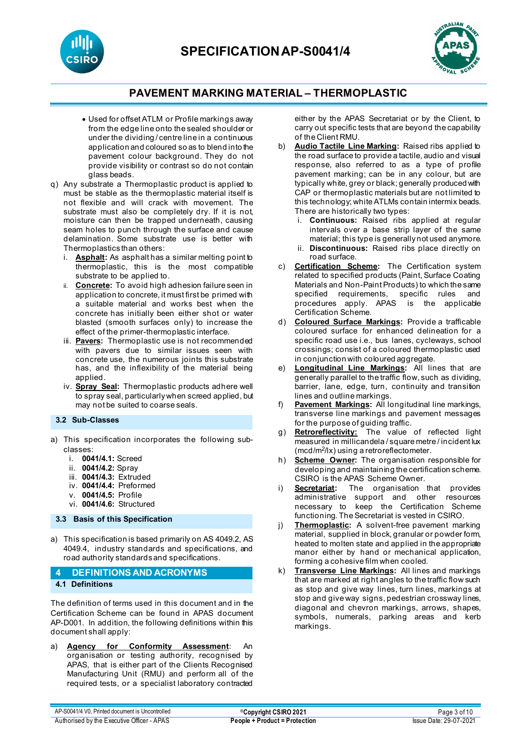- Used for offset ATLM or Profile markings away from the edge line onto the sealed shoulder or under the dividing / centre line in a continuous application and coloured so as to blend into the pavement colour background. They do not provide visibility or contrast so do not contain glass beads.

q) Any substrate a Thermoplastic product is applied to must be stable as the thermoplastic material itself is not flexible and will crack with movement. The substrate must also be completely dry. If it is not, moisture can then be trapped underneath, causing seam holes to punch through the surface and cause delamination. Some substrate use is better with Thermoplastics than others:
   i. **Asphalt:** As asphalt has a similar melting point to thermoplastic, this is the most compatible substrate to be applied to.
   ii. **Concrete:** To avoid high adhesion failure seen in application to concrete, it must first be primed with a suitable material and works best when the concrete has initially been either shot or water blasted (smooth surfaces only) to increase the effect of the primer-thermoplastic interface.
   iii. **Pavers:** Thermoplastic use is not recommended with pavers due to similar issues seen with concrete use, the numerous joints this substrate has, and the inflexibility of the material being applied.
   iv. **Spray Seal:** Thermoplastic products adhere well to spray seal, particularly when screed applied, but may not be suited to coarse seals.

### 3.2 Sub-Classes

a) This specification incorporates the following sub-classes:
   i. **0041/4.1:** Screed
   ii. **0041/4.2:** Spray
   iii. **0041/4.3:** Extruded
   iv. **0041/4.4:** Preformed
   v. **0041/4.5:** Profile
   vi. **0041/4.6:** Structured

### 3.3 Basis of this Specification

a) This specification is based primarily on AS 4049.2, AS 4049.4, industry standards and specifications, and road authority standards and specifications.

## 4 DEFINITIONS AND ACRONYMS

### 4.1 Definitions

The definition of terms used in this document and in the Certification Scheme can be found in APAS document AP-D001. In addition, the following definitions within this document shall apply:

a) **Agency for Conformity Assessment:** An organisation or testing authority, recognised by APAS, that is either part of the Clients Recognised Manufacturing Unit (RMU) and perform all of the required tests, or a specialist laboratory contracted either by the APAS Secretariat or by the Client, to carry out specific tests that are beyond the capability of the Client RMU.

b) **Audio Tactile Line Marking:** Raised ribs applied to the road surface to provide a tactile, audio and visual response, also referred to as a type of profile pavement marking; can be in any colour, but are typically white, grey or black; generally produced with CAP or thermoplastic materials but are not limited to this technology; white ATLMs contain intermix beads. There are historically two types:
   i. **Continuous:** Raised ribs applied at regular intervals over a base strip layer of the same material; this type is generally not used anymore.
   ii. **Discontinuous:** Raised ribs place directly on road surface.

c) **Certification Scheme:** The Certification system related to specified products (Paint, Surface Coating Materials and Non-Paint Products) to which the same specified requirements, specific rules and procedures apply. APAS is the applicable Certification Scheme.

d) **Coloured Surface Markings:** Provide a trafficable coloured surface for enhanced delineation for a specific road use i.e., bus lanes, cycleways, school crossings; consist of a coloured thermoplastic used in conjunction with coloured aggregate.

e) **Longitudinal Line Markings:** All lines that are generally parallel to the traffic flow, such as dividing, barrier, lane, edge, turn, continuity and transition lines and outline markings.

f) **Pavement Markings:** All longitudinal line markings, transverse line markings and pavement messages for the purpose of guiding traffic.

g) **Retroreflectivity:** The value of reflected light measured in millicandela / square metre / incident lux (mcd/m$^2$/lx) using a retroreflectometer.

h) **Scheme Owner:** The organisation responsible for developing and maintaining the certification scheme. CSIRO is the APAS Scheme Owner.

i) **Secretariat:** The organisation that provides administrative support and other resources necessary to keep the Certification Scheme functioning. The Secretariat is vested in CSIRO.

j) **Thermoplastic:** A solvent-free pavement marking material, supplied in block, granular or powder form, heated to molten state and applied in the appropriate manor either by hand or mechanical application, forming a cohesive film when cooled.

k) **Transverse Line Markings:** All lines and markings that are marked at right angles to the traffic flow such as stop and give way lines, turn lines, markings at stop and give way signs, pedestrian crossway lines, diagonal and chevron markings, arrows, shapes, symbols, numerals, parking areas and kerb markings.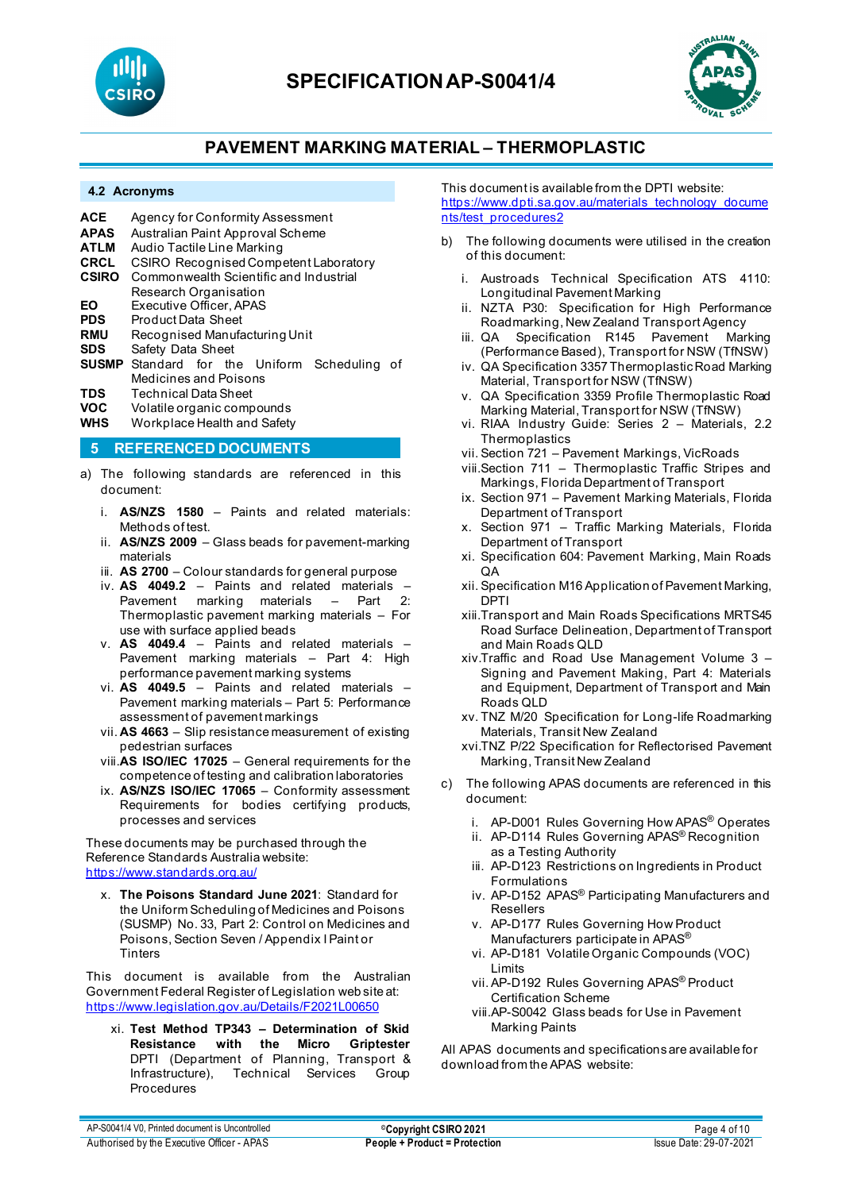### 4.2 Acronyms

| | |
|---|---|
| **ACE** | Agency for Conformity Assessment |
| **APAS** | Australian Paint Approval Scheme |
| **ATLM** | Audio Tactile Line Marking |
| **CRCL** | CSIRO Recognised Competent Laboratory |
| **CSIRO** | Commonwealth Scientific and Industrial Research Organisation |
| **EO** | Executive Officer, APAS |
| **PDS** | Product Data Sheet |
| **RMU** | Recognised Manufacturing Unit |
| **SDS** | Safety Data Sheet |
| **SUSMP** | Standard for the Uniform Scheduling of Medicines and Poisons |
| **TDS** | Technical Data Sheet |
| **VOC** | Volatile organic compounds |
| **WHS** | Workplace Health and Safety |

## 5 REFERENCED DOCUMENTS

a) The following standards are referenced in this document:

i. **AS/NZS 1580** – Paints and related materials: Methods of test.
ii. **AS/NZS 2009** – Glass beads for pavement-marking materials
iii. **AS 2700** – Colour standards for general purpose
iv. **AS 4049.2** – Paints and related materials – Pavement marking materials – Part 2: Thermoplastic pavement marking materials – For use with surface applied beads
v. **AS 4049.4** – Paints and related materials – Pavement marking materials – Part 4: High performance pavement marking systems
vi. **AS 4049.5** – Paints and related materials – Pavement marking materials – Part 5: Performance assessment of pavement markings
vii. **AS 4663** – Slip resistance measurement of existing pedestrian surfaces
viii. **AS ISO/IEC 17025** – General requirements for the competence of testing and calibration laboratories
ix. **AS/NZS ISO/IEC 17065** – Conformity assessment Requirements for bodies certifying products, processes and services

These documents may be purchased through the Reference Standards Australia website: https://www.standards.org.au/

x. **The Poisons Standard June 2021**: Standard for the Uniform Scheduling of Medicines and Poisons (SUSMP) No. 33, Part 2: Control on Medicines and Poisons, Section Seven / Appendix I Paint or Tinters

This document is available from the Australian Government Federal Register of Legislation web site at: https://www.legislation.gov.au/Details/F2021L00650

xi. **Test Method TP343 – Determination of Skid Resistance with the Micro Griptester** DPTI (Department of Planning, Transport & Infrastructure), Technical Services Group Procedures

This document is available from the DPTI website: https://www.dpti.sa.gov.au/materials_technology_documents/test_procedures2

b) The following documents were utilised in the creation of this document:

i. Austroads Technical Specification ATS 4110: Longitudinal Pavement Marking
ii. NZTA P30: Specification for High Performance Roadmarking, New Zealand Transport Agency
iii. QA Specification R145 Pavement Marking (Performance Based), Transport for NSW (TfNSW)
iv. QA Specification 3357 Thermoplastic Road Marking Material, Transport for NSW (TfNSW)
v. QA Specification 3359 Profile Thermoplastic Road Marking Material, Transport for NSW (TfNSW)
vi. RIAA Industry Guide: Series 2 – Materials, 2.2 Thermoplastics
vii. Section 721 – Pavement Markings, VicRoads
viii. Section 711 – Thermoplastic Traffic Stripes and Markings, Florida Department of Transport
ix. Section 971 – Pavement Marking Materials, Florida Department of Transport
x. Section 971 – Traffic Marking Materials, Florida Department of Transport
xi. Specification 604: Pavement Marking, Main Roads QA
xii. Specification M16 Application of Pavement Marking, DPTI
xiii. Transport and Main Roads Specifications MRTS45 Road Surface Delineation, Department of Transport and Main Roads QLD
xiv. Traffic and Road Use Management Volume 3 – Signing and Pavement Making, Part 4: Materials and Equipment, Department of Transport and Main Roads QLD
xv. TNZ M/20 Specification for Long-life Roadmarking Materials, Transit New Zealand
xvi. TNZ P/22 Specification for Reflectorised Pavement Marking, Transit New Zealand

c) The following APAS documents are referenced in this document:

i. AP-D001 Rules Governing How APAS® Operates
ii. AP-D114 Rules Governing APAS® Recognition as a Testing Authority
iii. AP-D123 Restrictions on Ingredients in Product Formulations
iv. AP-D152 APAS® Participating Manufacturers and Resellers
v. AP-D177 Rules Governing How Product Manufacturers participate in APAS®
vi. AP-D181 Volatile Organic Compounds (VOC) Limits
vii. AP-D192 Rules Governing APAS® Product Certification Scheme
viii. AP-S0042 Glass beads for Use in Pavement Marking Paints

All APAS documents and specifications are available for download from the APAS website: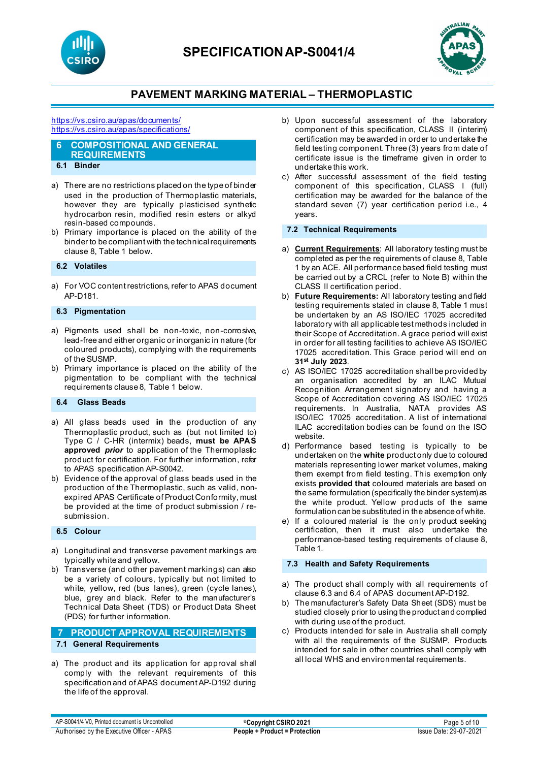https://vs.csiro.au/apas/documents/
https://vs.csiro.au/apas/specifications/

## 6 COMPOSITIONAL AND GENERAL REQUIREMENTS

### 6.1 Binder

a) There are no restrictions placed on the type of binder used in the production of Thermoplastic materials, however they are typically plasticised synthetic hydrocarbon resin, modified resin esters or alkyd resin-based compounds.
b) Primary importance is placed on the ability of the binder to be compliant with the technical requirements clause 8, Table 1 below.

### 6.2 Volatiles

a) For VOC content restrictions, refer to APAS document AP-D181.

### 6.3 Pigmentation

a) Pigments used shall be non-toxic, non-corrosive, lead-free and either organic or inorganic in nature (for coloured products), complying with the requirements of the SUSMP.
b) Primary importance is placed on the ability of the pigmentation to be compliant with the technical requirements clause 8, Table 1 below.

### 6.4 Glass Beads

a) All glass beads used **in** the production of any Thermoplastic product, such as (but not limited to) Type C / C-HR (intermix) beads, **must be APAS approved *prior*** to application of the Thermoplastic product for certification. For further information, refer to APAS specification AP-S0042.
b) Evidence of the approval of glass beads used in the production of the Thermoplastic, such as valid, non-expired APAS Certificate of Product Conformity, must be provided at the time of product submission / re-submission.

### 6.5 Colour

a) Longitudinal and transverse pavement markings are typically white and yellow.
b) Transverse (and other pavement markings) can also be a variety of colours, typically but not limited to white, yellow, red (bus lanes), green (cycle lanes), blue, grey and black. Refer to the manufacturer's Technical Data Sheet (TDS) or Product Data Sheet (PDS) for further information.

## 7 PRODUCT APPROVAL REQUIREMENTS

### 7.1 General Requirements

a) The product and its application for approval shall comply with the relevant requirements of this specification and of APAS document AP-D192 during the life of the approval.
b) Upon successful assessment of the laboratory component of this specification, CLASS II (interim) certification may be awarded in order to undertake the field testing component. Three (3) years from date of certificate issue is the timeframe given in order to undertake this work.
c) After successful assessment of the field testing component of this specification, CLASS I (full) certification may be awarded for the balance of the standard seven (7) year certification period i.e., 4 years.

### 7.2 Technical Requirements

a) **Current Requirements**: All laboratory testing must be completed as per the requirements of clause 8, Table 1 by an ACE. All performance based field testing must be carried out by a CRCL (refer to Note B) within the CLASS II certification period.
b) **Future Requirements:** All laboratory testing and field testing requirements stated in clause 8, Table 1 must be undertaken by an AS ISO/IEC 17025 accredited laboratory with all applicable test methods included in their Scope of Accreditation. A grace period will exist in order for all testing facilities to achieve AS ISO/IEC 17025 accreditation. This Grace period will end on **31st July 2023**.
c) AS ISO/IEC 17025 accreditation shall be provided by an organisation accredited by an ILAC Mutual Recognition Arrangement signatory and having a Scope of Accreditation covering AS ISO/IEC 17025 requirements. In Australia, NATA provides AS ISO/IEC 17025 accreditation. A list of international ILAC accreditation bodies can be found on the ISO website.
d) Performance based testing is typically to be undertaken on the **white** product only due to coloured materials representing lower market volumes, making them exempt from field testing. This exemption only exists **provided that** coloured materials are based on the same formulation (specifically the binder system) as the white product. Yellow products of the same formulation can be substituted in the absence of white.
e) If a coloured material is the only product seeking certification, then it must also undertake the performance-based testing requirements of clause 8, Table 1.

### 7.3 Health and Safety Requirements

a) The product shall comply with all requirements of clause 6.3 and 6.4 of APAS document AP-D192.
b) The manufacturer's Safety Data Sheet (SDS) must be studied closely prior to using the product and complied with during use of the product.
c) Products intended for sale in Australia shall comply with all the requirements of the SUSMP. Products intended for sale in other countries shall comply with all local WHS and environmental requirements.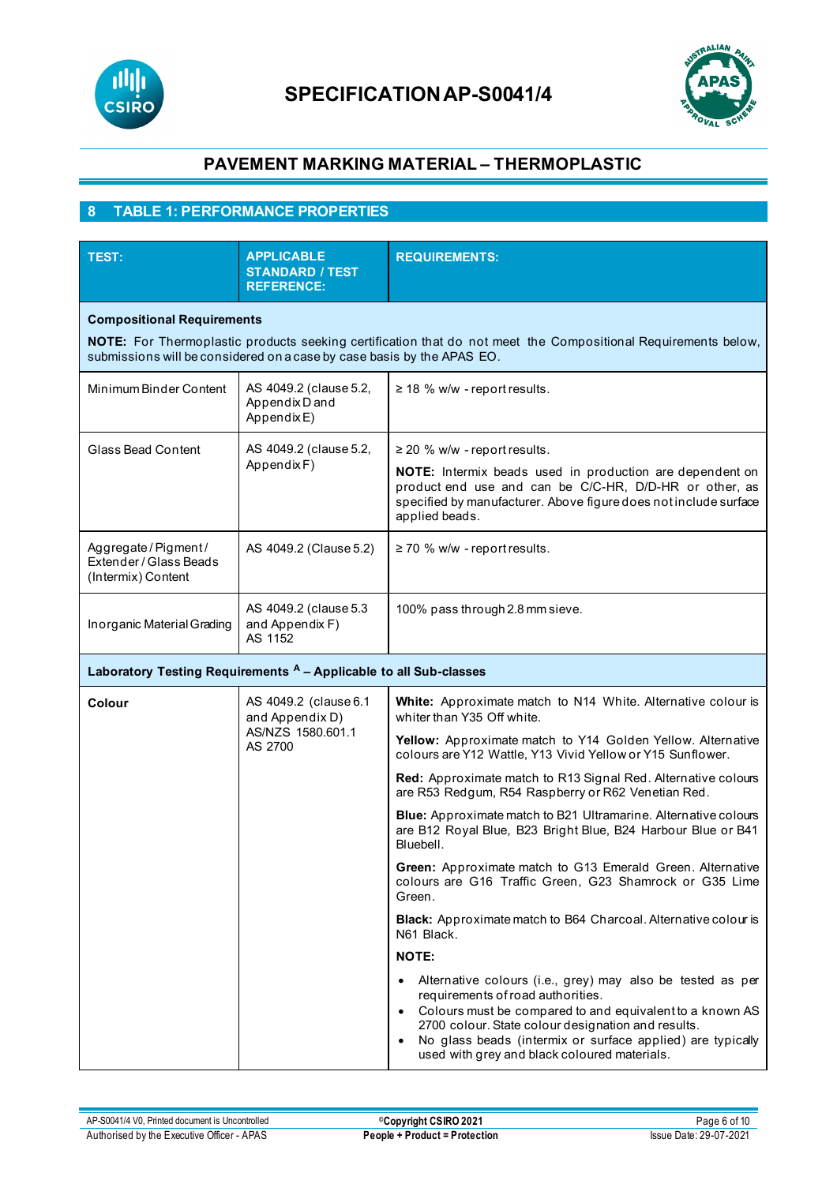## 8 TABLE 1: PERFORMANCE PROPERTIES

| TEST: | APPLICABLE STANDARD / TEST REFERENCE: | REQUIREMENTS: |
|---|---|---|
| **Compositional Requirements**<br><br>**NOTE:** For Thermoplastic products seeking certification that do not meet the Compositional Requirements below, submissions will be considered on a case by case basis by the APAS EO. | | |
| Minimum Binder Content | AS 4049.2 (clause 5.2, Appendix D and Appendix E) | ≥ 18 % w/w - report results. |
| Glass Bead Content | AS 4049.2 (clause 5.2, Appendix F) | ≥ 20 % w/w - report results.<br><br>**NOTE:** Intermix beads used in production are dependent on product end use and can be C/C-HR, D/D-HR or other, as specified by manufacturer. Above figure does not include surface applied beads. |
| Aggregate / Pigment / Extender / Glass Beads (Intermix) Content | AS 4049.2 (Clause 5.2) | ≥ 70 % w/w - report results. |
| Inorganic Material Grading | AS 4049.2 (clause 5.3 and Appendix F)<br>AS 1152 | 100% pass through 2.8 mm sieve. |
| **Laboratory Testing Requirements [A] – Applicable to all Sub-classes** | | |
| **Colour** | AS 4049.2 (clause 6.1 and Appendix D)<br>AS/NZS 1580.601.1<br>AS 2700 | **White:** Approximate match to N14 White. Alternative colour is whiter than Y35 Off white.<br><br>**Yellow:** Approximate match to Y14 Golden Yellow. Alternative colours are Y12 Wattle, Y13 Vivid Yellow or Y15 Sunflower.<br><br>**Red:** Approximate match to R13 Signal Red. Alternative colours are R53 Redgum, R54 Raspberry or R62 Venetian Red.<br><br>**Blue:** Approximate match to B21 Ultramarine. Alternative colours are B12 Royal Blue, B23 Bright Blue, B24 Harbour Blue or B41 Bluebell.<br><br>**Green:** Approximate match to G13 Emerald Green. Alternative colours are G16 Traffic Green, G23 Shamrock or G35 Lime Green.<br><br>**Black:** Approximate match to B64 Charcoal. Alternative colour is N61 Black.<br><br>**NOTE:**<br>• Alternative colours (i.e., grey) may also be tested as per requirements of road authorities.<br>• Colours must be compared to and equivalent to a known AS 2700 colour. State colour designation and results.<br>• No glass beads (intermix or surface applied) are typically used with grey and black coloured materials. |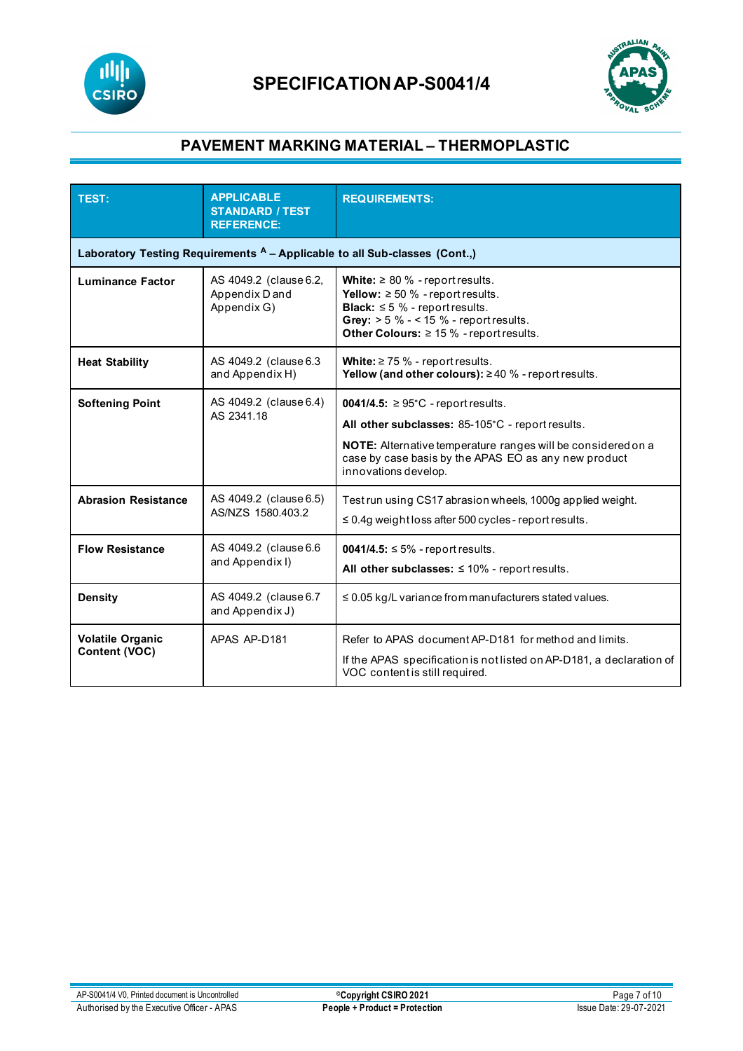# SPECIFICATION AP-S0041/4

## PAVEMENT MARKING MATERIAL – THERMOPLASTIC

| TEST: | APPLICABLE STANDARD / TEST REFERENCE: | REQUIREMENTS: |
|---|---|---|
| **Laboratory Testing Requirements [A] – Applicable to all Sub-classes (Cont.,)** | | |
| **Luminance Factor** | AS 4049.2 (clause 6.2, Appendix D and Appendix G) | **White:** ≥ 80 % - report results.<br>**Yellow:** ≥ 50 % - report results.<br>**Black:** ≤ 5 % - report results.<br>**Grey:** > 5 % - < 15 % - report results.<br>**Other Colours:** ≥ 15 % - report results. |
| **Heat Stability** | AS 4049.2 (clause 6.3 and Appendix H) | **White:** ≥ 75 % - report results.<br>**Yellow (and other colours):** ≥ 40 % - report results. |
| **Softening Point** | AS 4049.2 (clause 6.4)<br>AS 2341.18 | **0041/4.5:** ≥ 95°C - report results.<br>**All other subclasses:** 85-105°C - report results.<br>**NOTE:** Alternative temperature ranges will be considered on a case by case basis by the APAS EO as any new product innovations develop. |
| **Abrasion Resistance** | AS 4049.2 (clause 6.5)<br>AS/NZS 1580.403.2 | Test run using CS17 abrasion wheels, 1000g applied weight.<br>≤ 0.4g weight loss after 500 cycles - report results. |
| **Flow Resistance** | AS 4049.2 (clause 6.6 and Appendix I) | **0041/4.5:** ≤ 5% - report results.<br>**All other subclasses:** ≤ 10% - report results. |
| **Density** | AS 4049.2 (clause 6.7 and Appendix J) | ≤ 0.05 kg/L variance from manufacturers stated values. |
| **Volatile Organic Content (VOC)** | APAS AP-D181 | Refer to APAS document AP-D181 for method and limits.<br>If the APAS specification is not listed on AP-D181, a declaration of VOC content is still required. |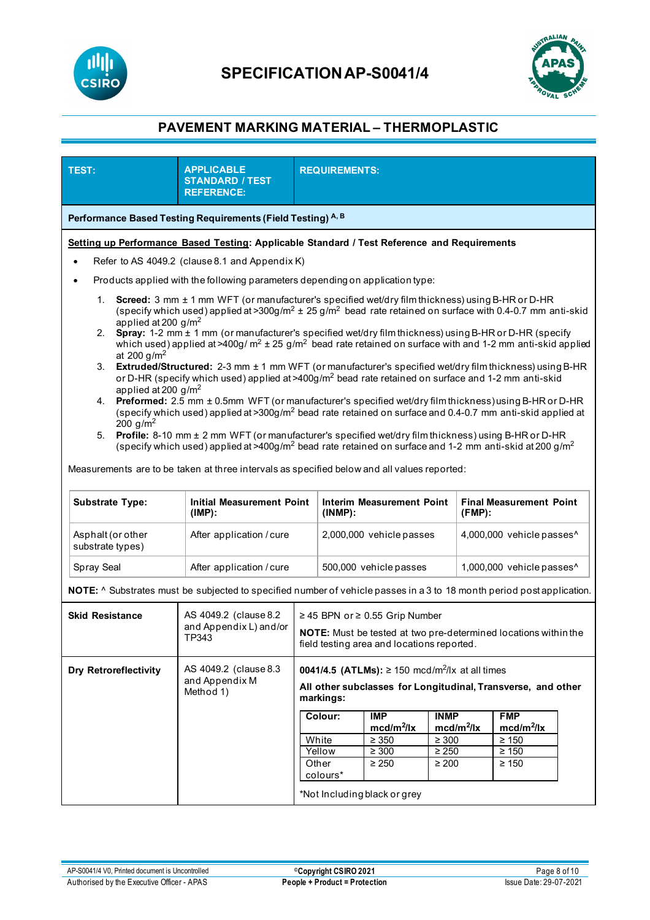# SPECIFICATION AP-S0041/4

## PAVEMENT MARKING MATERIAL – THERMOPLASTIC

| TEST: | APPLICABLE STANDARD / TEST REFERENCE: | REQUIREMENTS: |
|---|---|---|

**Performance Based Testing Requirements (Field Testing)** [A, B]

**<u>Setting up Performance Based Testing</u>: Applicable Standard / Test Reference and Requirements**

- Refer to AS 4049.2 (clause 8.1 and Appendix K)
- Products applied with the following parameters depending on application type:

1. **Screed:** 3 mm ± 1 mm WFT (or manufacturer's specified wet/dry film thickness) using B-HR or D-HR (specify which used) applied at >300g/m$^2$ ± 25 g/m$^2$ bead rate retained on surface with 0.4-0.7 mm anti-skid applied at 200 g/m$^2$
2. **Spray:** 1-2 mm ± 1 mm (or manufacturer's specified wet/dry film thickness) using B-HR or D-HR (specify which used) applied at >400g/ m$^2$ ± 25 g/m$^2$ bead rate retained on surface with and 1-2 mm anti-skid applied at 200 g/m$^2$
3. **Extruded/Structured:** 2-3 mm ± 1 mm WFT (or manufacturer's specified wet/dry film thickness) using B-HR or D-HR (specify which used) applied at >400g/m$^2$ bead rate retained on surface and 1-2 mm anti-skid applied at 200 g/m$^2$
4. **Preformed:** 2.5 mm ± 0.5mm WFT (or manufacturer's specified wet/dry film thickness) using B-HR or D-HR (specify which used) applied at >300g/m$^2$ bead rate retained on surface and 0.4-0.7 mm anti-skid applied at 200 g/m$^2$
5. **Profile:** 8-10 mm ± 2 mm WFT (or manufacturer's specified wet/dry film thickness) using B-HR or D-HR (specify which used) applied at >400g/m$^2$ bead rate retained on surface and 1-2 mm anti-skid at 200 g/m$^2$

Measurements are to be taken at three intervals as specified below and all values reported:

| Substrate Type: | Initial Measurement Point (IMP): | Interim Measurement Point (INMP): | Final Measurement Point (FMP): |
|---|---|---|---|
| Asphalt (or other substrate types) | After application / cure | 2,000,000 vehicle passes | 4,000,000 vehicle passes^ |
| Spray Seal | After application / cure | 500,000 vehicle passes | 1,000,000 vehicle passes^ |

**NOTE:** ^ Substrates must be subjected to specified number of vehicle passes in a 3 to 18 month period post application.

| TEST: | APPLICABLE STANDARD / TEST REFERENCE: | REQUIREMENTS: |
|---|---|---|
| **Skid Resistance** | AS 4049.2 (clause 8.2 and Appendix L) and/or TP343 | ≥ 45 BPN or ≥ 0.55 Grip Number<br>**NOTE:** Must be tested at two pre-determined locations within the field testing area and locations reported. |
| **Dry Retroreflectivity** | AS 4049.2 (clause 8.3 and Appendix M Method 1) | **0041/4.5 (ATLMs):** ≥ 150 mcd/m$^2$/lx at all times<br>**All other subclasses for Longitudinal, Transverse, and other markings:** |

| Colour: | IMP mcd/m$^2$/lx | INMP mcd/m$^2$/lx | FMP mcd/m$^2$/lx |
|---|---|---|---|
| White | ≥ 350 | ≥ 300 | ≥ 150 |
| Yellow | ≥ 300 | ≥ 250 | ≥ 150 |
| Other colours* | ≥ 250 | ≥ 200 | ≥ 150 |

*Not Including black or grey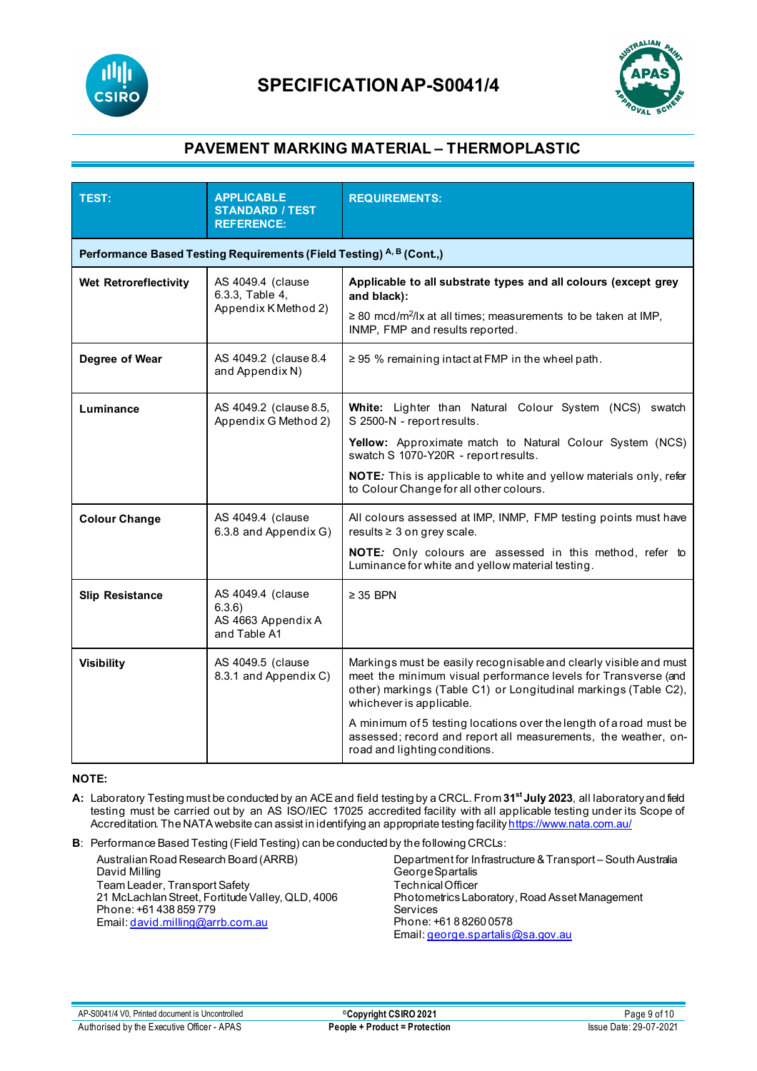# SPECIFICATION AP-S0041/4

## PAVEMENT MARKING MATERIAL – THERMOPLASTIC

| TEST: | APPLICABLE STANDARD / TEST REFERENCE: | REQUIREMENTS: |
|---|---|---|
| **Performance Based Testing Requirements (Field Testing) A, B (Cont.,)** | | |
| **Wet Retroreflectivity** | AS 4049.4 (clause 6.3.3, Table 4, Appendix K Method 2) | **Applicable to all substrate types and all colours (except grey and black):** ≥ 80 mcd/m$^2$/lx at all times; measurements to be taken at IMP, INMP, FMP and results reported. |
| **Degree of Wear** | AS 4049.2 (clause 8.4 and Appendix N) | ≥ 95 % remaining intact at FMP in the wheel path. |
| **Luminance** | AS 4049.2 (clause 8.5, Appendix G Method 2) | **White:** Lighter than Natural Colour System (NCS) swatch S 2500-N - report results. **Yellow:** Approximate match to Natural Colour System (NCS) swatch S 1070-Y20R - report results. **NOTE:** This is applicable to white and yellow materials only, refer to Colour Change for all other colours. |
| **Colour Change** | AS 4049.4 (clause 6.3.8 and Appendix G) | All colours assessed at IMP, INMP, FMP testing points must have results ≥ 3 on grey scale. **NOTE:** Only colours are assessed in this method, refer to Luminance for white and yellow material testing. |
| **Slip Resistance** | AS 4049.4 (clause 6.3.6) AS 4663 Appendix A and Table A1 | ≥ 35 BPN |
| **Visibility** | AS 4049.5 (clause 8.3.1 and Appendix C) | Markings must be easily recognisable and clearly visible and must meet the minimum visual performance levels for Transverse (and other) markings (Table C1) or Longitudinal markings (Table C2), whichever is applicable. A minimum of 5 testing locations over the length of a road must be assessed; record and report all measurements, the weather, on-road and lighting conditions. |

**NOTE:**

**A:** Laboratory Testing must be conducted by an ACE and field testing by a CRCL. From **31st July 2023**, all laboratory and field testing must be carried out by an AS ISO/IEC 17025 accredited facility with all applicable testing under its Scope of Accreditation. The NATA website can assist in identifying an appropriate testing facility https://www.nata.com.au/

**B**: Performance Based Testing (Field Testing) can be conducted by the following CRCLs:

Australian Road Research Board (ARRB)
David Milling
Team Leader, Transport Safety
21 McLachlan Street, Fortitude Valley, QLD, 4006
Phone: +61 438 859 779
Email: david.milling@arrb.com.au

Department for Infrastructure & Transport – South Australia
George Spartalis
Technical Officer
Photometrics Laboratory, Road Asset Management Services
Phone: +61 8 8260 0578
Email: george.spartalis@sa.gov.au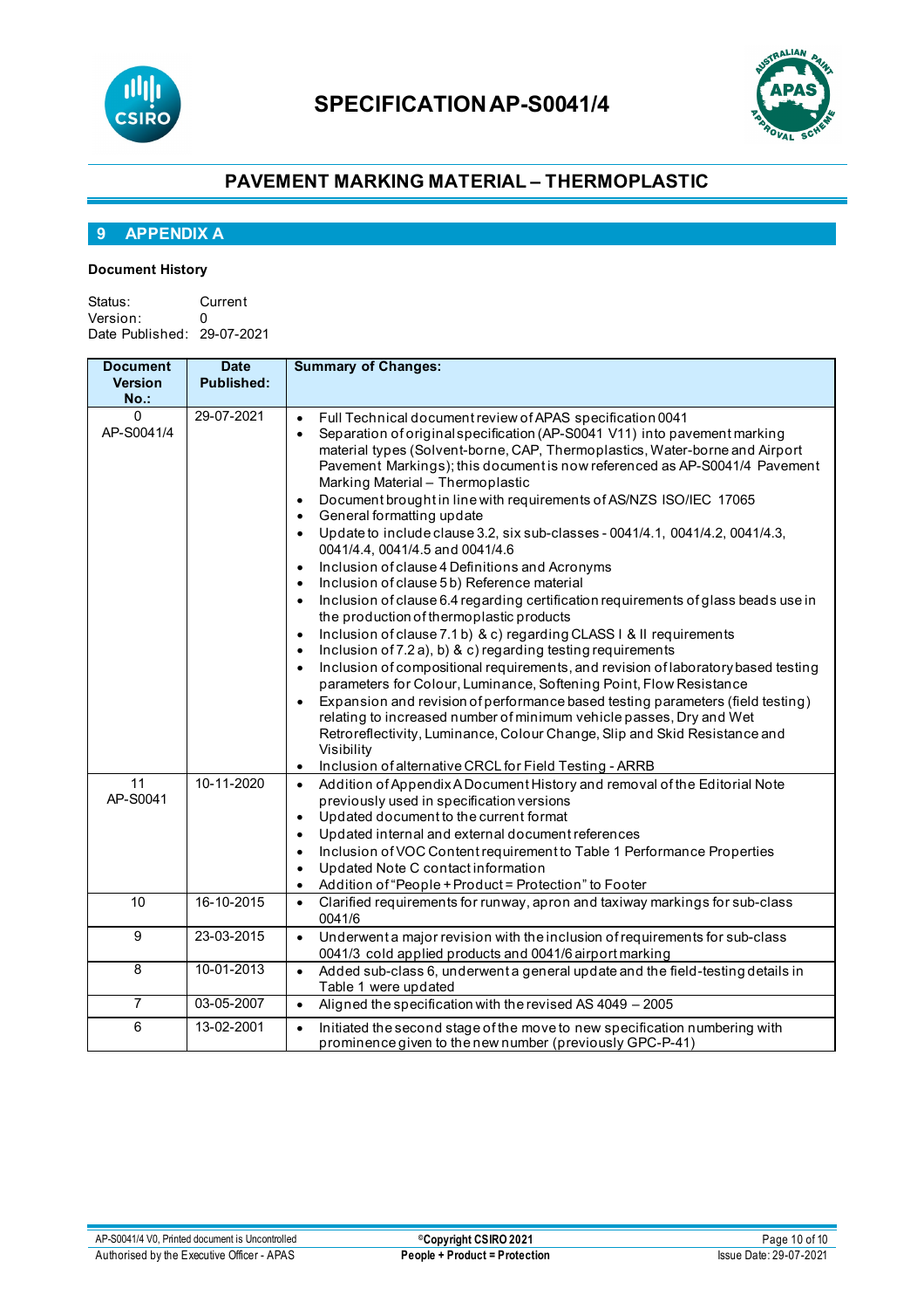## 9 APPENDIX A

**Document History**

Status: Current
Version: 0
Date Published: 29-07-2021

| Document Version No.: | Date Published: | Summary of Changes: |
|---|---|---|
| 0 AP-S0041/4 | 29-07-2021 | • Full Technical document review of APAS specification 0041<br>• Separation of original specification (AP-S0041 V11) into pavement marking material types (Solvent-borne, CAP, Thermoplastics, Water-borne and Airport Pavement Markings); this document is now referenced as AP-S0041/4 Pavement Marking Material – Thermoplastic<br>• Document brought in line with requirements of AS/NZS ISO/IEC 17065<br>• General formatting update<br>• Update to include clause 3.2, six sub-classes - 0041/4.1, 0041/4.2, 0041/4.3, 0041/4.4, 0041/4.5 and 0041/4.6<br>• Inclusion of clause 4 Definitions and Acronyms<br>• Inclusion of clause 5 b) Reference material<br>• Inclusion of clause 6.4 regarding certification requirements of glass beads use in the production of thermoplastic products<br>• Inclusion of clause 7.1 b) & c) regarding CLASS I & II requirements<br>• Inclusion of 7.2 a), b) & c) regarding testing requirements<br>• Inclusion of compositional requirements, and revision of laboratory based testing parameters for Colour, Luminance, Softening Point, Flow Resistance<br>• Expansion and revision of performance based testing parameters (field testing) relating to increased number of minimum vehicle passes, Dry and Wet Retroreflectivity, Luminance, Colour Change, Slip and Skid Resistance and Visibility<br>• Inclusion of alternative CRCL for Field Testing - ARRB |
| 11 AP-S0041 | 10-11-2020 | • Addition of Appendix A Document History and removal of the Editorial Note previously used in specification versions<br>• Updated document to the current format<br>• Updated internal and external document references<br>• Inclusion of VOC Content requirement to Table 1 Performance Properties<br>• Updated Note C contact information<br>• Addition of "People + Product = Protection" to Footer |
| 10 | 16-10-2015 | • Clarified requirements for runway, apron and taxiway markings for sub-class 0041/6 |
| 9 | 23-03-2015 | • Underwent a major revision with the inclusion of requirements for sub-class 0041/3 cold applied products and 0041/6 airport marking |
| 8 | 10-01-2013 | • Added sub-class 6, underwent a general update and the field-testing details in Table 1 were updated |
| 7 | 03-05-2007 | • Aligned the specification with the revised AS 4049 – 2005 |
| 6 | 13-02-2001 | • Initiated the second stage of the move to new specification numbering with prominence given to the new number (previously GPC-P-41) |